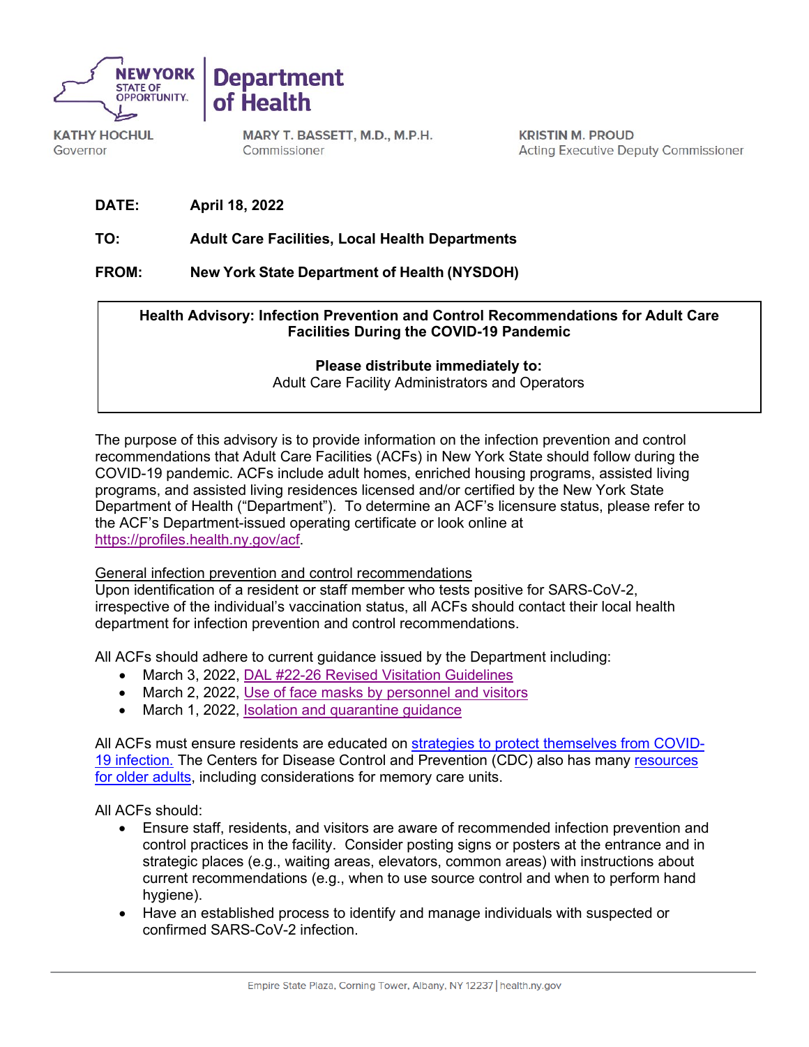**NEW YORK STATE OF OPPORTUNITY.** | **Department of Health**

**KATHY HOCHUL**
Governor

**MARY T. BASSETT, M.D., M.P.H.**
Commissioner

**KRISTIN M. PROUD**
Acting Executive Deputy Commissioner

**DATE:** April 18, 2022

**TO:** Adult Care Facilities, Local Health Departments

**FROM:** New York State Department of Health (NYSDOH)

**Health Advisory: Infection Prevention and Control Recommendations for Adult Care Facilities During the COVID-19 Pandemic**

**Please distribute immediately to:**
Adult Care Facility Administrators and Operators

The purpose of this advisory is to provide information on the infection prevention and control recommendations that Adult Care Facilities (ACFs) in New York State should follow during the COVID-19 pandemic. ACFs include adult homes, enriched housing programs, assisted living programs, and assisted living residences licensed and/or certified by the New York State Department of Health ("Department"). To determine an ACF's licensure status, please refer to the ACF's Department-issued operating certificate or look online at https://profiles.health.ny.gov/acf.

General infection prevention and control recommendations

Upon identification of a resident or staff member who tests positive for SARS-CoV-2, irrespective of the individual's vaccination status, all ACFs should contact their local health department for infection prevention and control recommendations.

All ACFs should adhere to current guidance issued by the Department including:

- March 3, 2022, DAL #22-26 Revised Visitation Guidelines
- March 2, 2022, Use of face masks by personnel and visitors
- March 1, 2022, Isolation and quarantine guidance

All ACFs must ensure residents are educated on strategies to protect themselves from COVID-19 infection. The Centers for Disease Control and Prevention (CDC) also has many resources for older adults, including considerations for memory care units.

All ACFs should:

- Ensure staff, residents, and visitors are aware of recommended infection prevention and control practices in the facility. Consider posting signs or posters at the entrance and in strategic places (e.g., waiting areas, elevators, common areas) with instructions about current recommendations (e.g., when to use source control and when to perform hand hygiene).
- Have an established process to identify and manage individuals with suspected or confirmed SARS-CoV-2 infection.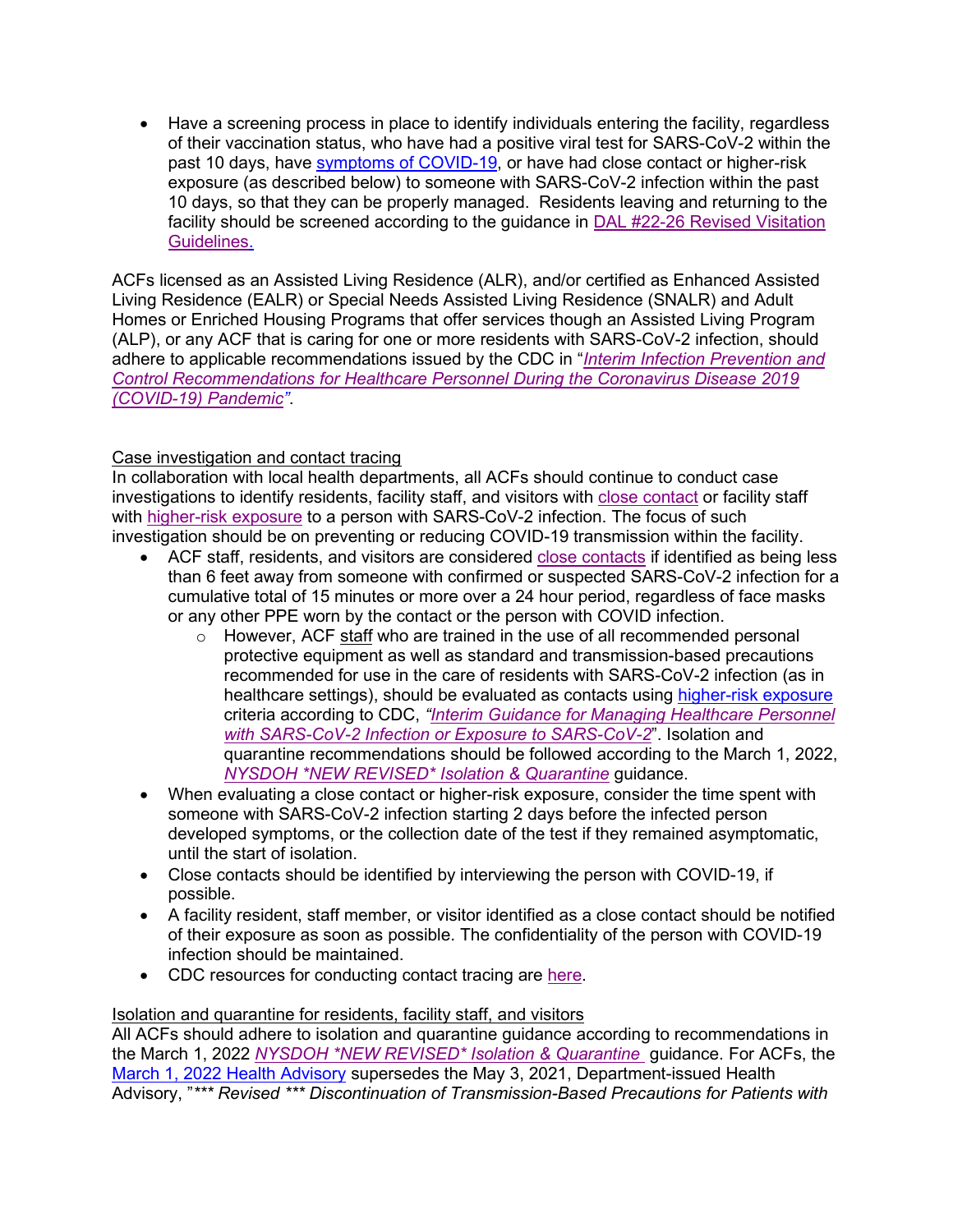- Have a screening process in place to identify individuals entering the facility, regardless of their vaccination status, who have had a positive viral test for SARS-CoV-2 within the past 10 days, have symptoms of COVID-19, or have had close contact or higher-risk exposure (as described below) to someone with SARS-CoV-2 infection within the past 10 days, so that they can be properly managed. Residents leaving and returning to the facility should be screened according to the guidance in DAL #22-26 Revised Visitation Guidelines.

ACFs licensed as an Assisted Living Residence (ALR), and/or certified as Enhanced Assisted Living Residence (EALR) or Special Needs Assisted Living Residence (SNALR) and Adult Homes or Enriched Housing Programs that offer services though an Assisted Living Program (ALP), or any ACF that is caring for one or more residents with SARS-CoV-2 infection, should adhere to applicable recommendations issued by the CDC in "*Interim Infection Prevention and Control Recommendations for Healthcare Personnel During the Coronavirus Disease 2019 (COVID-19) Pandemic*".

Case investigation and contact tracing

In collaboration with local health departments, all ACFs should continue to conduct case investigations to identify residents, facility staff, and visitors with close contact or facility staff with higher-risk exposure to a person with SARS-CoV-2 infection. The focus of such investigation should be on preventing or reducing COVID-19 transmission within the facility.

- ACF staff, residents, and visitors are considered close contacts if identified as being less than 6 feet away from someone with confirmed or suspected SARS-CoV-2 infection for a cumulative total of 15 minutes or more over a 24 hour period, regardless of face masks or any other PPE worn by the contact or the person with COVID infection.
  - However, ACF staff who are trained in the use of all recommended personal protective equipment as well as standard and transmission-based precautions recommended for use in the care of residents with SARS-CoV-2 infection (as in healthcare settings), should be evaluated as contacts using higher-risk exposure criteria according to CDC, *"Interim Guidance for Managing Healthcare Personnel with SARS-CoV-2 Infection or Exposure to SARS-CoV-2"*. Isolation and quarantine recommendations should be followed according to the March 1, 2022, *NYSDOH *NEW REVISED* Isolation & Quarantine* guidance.
- When evaluating a close contact or higher-risk exposure, consider the time spent with someone with SARS-CoV-2 infection starting 2 days before the infected person developed symptoms, or the collection date of the test if they remained asymptomatic, until the start of isolation.
- Close contacts should be identified by interviewing the person with COVID-19, if possible.
- A facility resident, staff member, or visitor identified as a close contact should be notified of their exposure as soon as possible. The confidentiality of the person with COVID-19 infection should be maintained.
- CDC resources for conducting contact tracing are here.

Isolation and quarantine for residents, facility staff, and visitors

All ACFs should adhere to isolation and quarantine guidance according to recommendations in the March 1, 2022 *NYSDOH *NEW REVISED* Isolation & Quarantine* guidance. For ACFs, the March 1, 2022 Health Advisory supersedes the May 3, 2021, Department-issued Health Advisory, "*\*\*\* Revised \*\*\* Discontinuation of Transmission-Based Precautions for Patients with*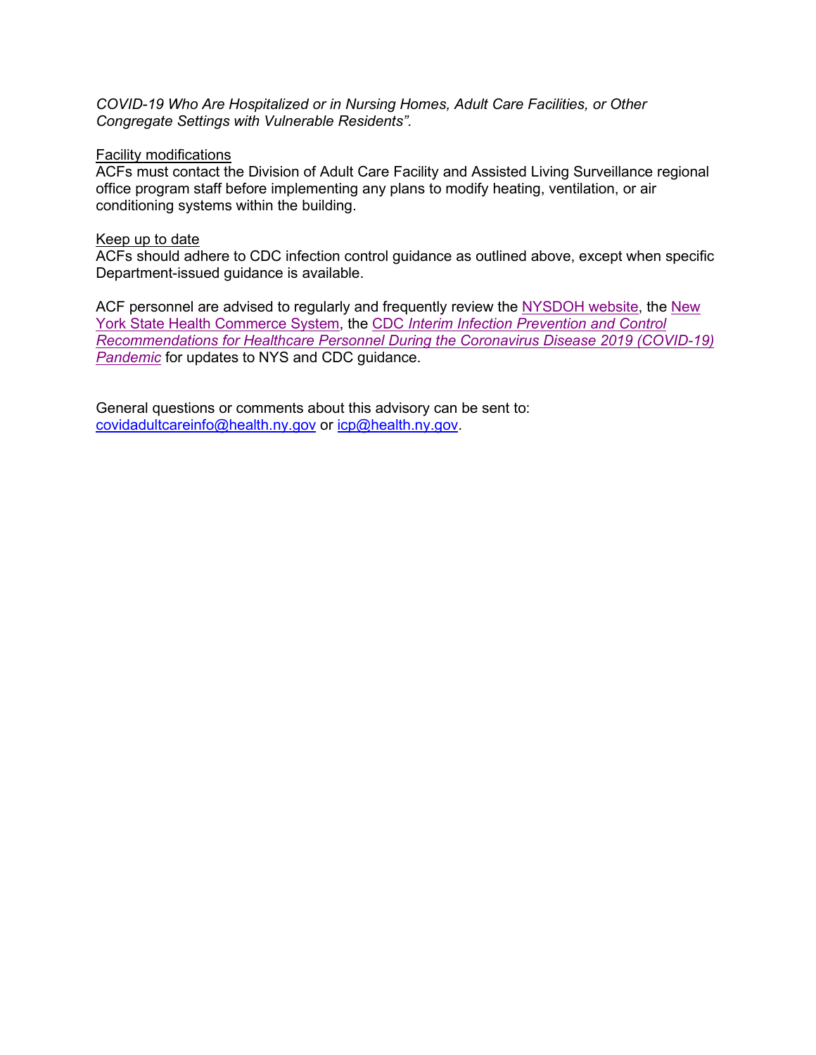*COVID-19 Who Are Hospitalized or in Nursing Homes, Adult Care Facilities, or Other Congregate Settings with Vulnerable Residents".*

Facility modifications

ACFs must contact the Division of Adult Care Facility and Assisted Living Surveillance regional office program staff before implementing any plans to modify heating, ventilation, or air conditioning systems within the building.

Keep up to date

ACFs should adhere to CDC infection control guidance as outlined above, except when specific Department-issued guidance is available.

ACF personnel are advised to regularly and frequently review the NYSDOH website, the New York State Health Commerce System, the CDC *Interim Infection Prevention and Control Recommendations for Healthcare Personnel During the Coronavirus Disease 2019 (COVID-19) Pandemic* for updates to NYS and CDC guidance.

General questions or comments about this advisory can be sent to: covidadultcareinfo@health.ny.gov or icp@health.ny.gov.